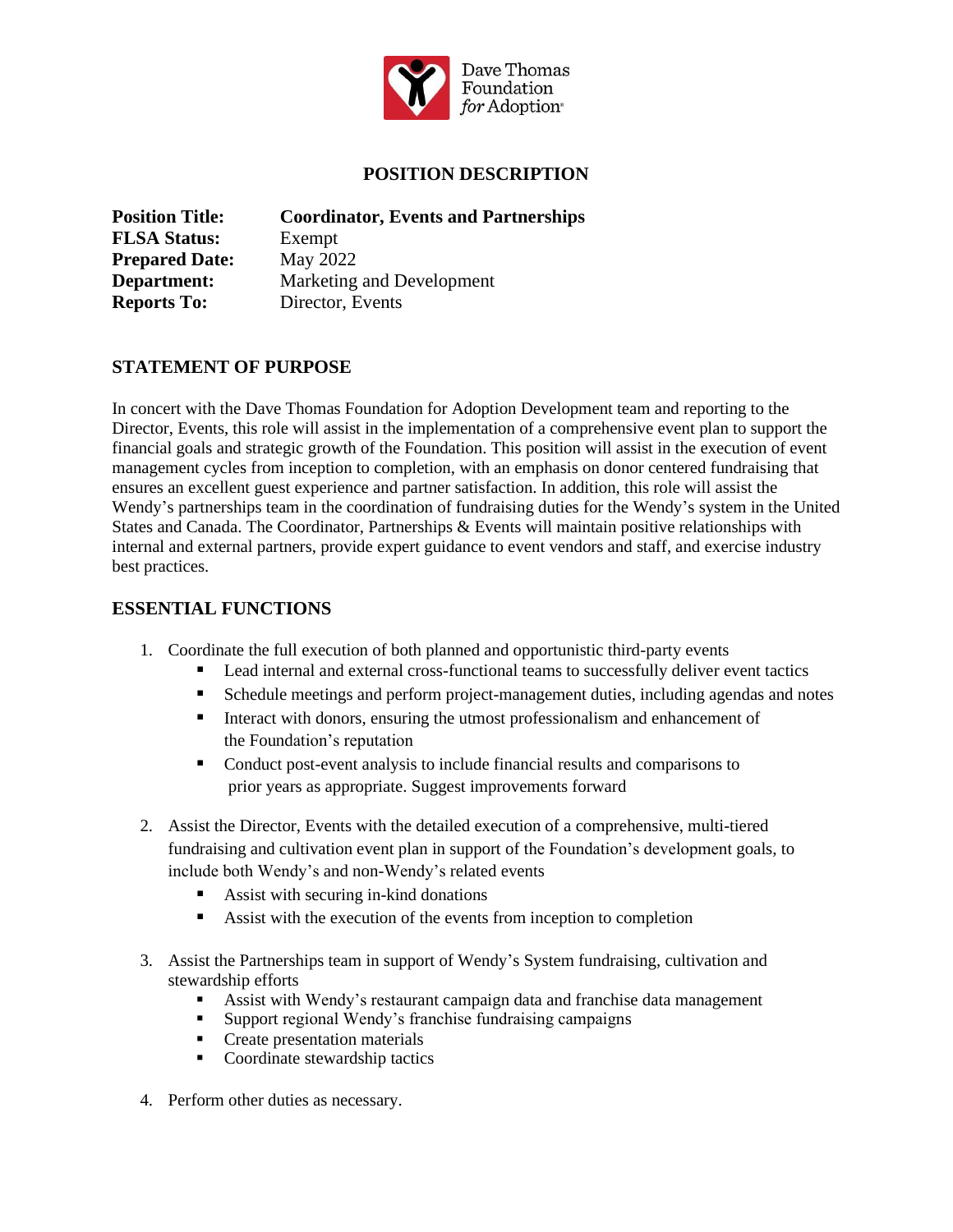Dave Thomas Foundation *for* Adoption

# POSITION DESCRIPTION

**Position Title:** **Coordinator, Events and Partnerships**
**FLSA Status:** Exempt
**Prepared Date:** May 2022
**Department:** Marketing and Development
**Reports To:** Director, Events

## STATEMENT OF PURPOSE

In concert with the Dave Thomas Foundation for Adoption Development team and reporting to the Director, Events, this role will assist in the implementation of a comprehensive event plan to support the financial goals and strategic growth of the Foundation. This position will assist in the execution of event management cycles from inception to completion, with an emphasis on donor centered fundraising that ensures an excellent guest experience and partner satisfaction. In addition, this role will assist the Wendy's partnerships team in the coordination of fundraising duties for the Wendy's system in the United States and Canada. The Coordinator, Partnerships & Events will maintain positive relationships with internal and external partners, provide expert guidance to event vendors and staff, and exercise industry best practices.

## ESSENTIAL FUNCTIONS

1. Coordinate the full execution of both planned and opportunistic third-party events
   - Lead internal and external cross-functional teams to successfully deliver event tactics
   - Schedule meetings and perform project-management duties, including agendas and notes
   - Interact with donors, ensuring the utmost professionalism and enhancement of the Foundation's reputation
   - Conduct post-event analysis to include financial results and comparisons to prior years as appropriate. Suggest improvements forward

2. Assist the Director, Events with the detailed execution of a comprehensive, multi-tiered fundraising and cultivation event plan in support of the Foundation's development goals, to include both Wendy's and non-Wendy's related events
   - Assist with securing in-kind donations
   - Assist with the execution of the events from inception to completion

3. Assist the Partnerships team in support of Wendy's System fundraising, cultivation and stewardship efforts
   - Assist with Wendy's restaurant campaign data and franchise data management
   - Support regional Wendy's franchise fundraising campaigns
   - Create presentation materials
   - Coordinate stewardship tactics

4. Perform other duties as necessary.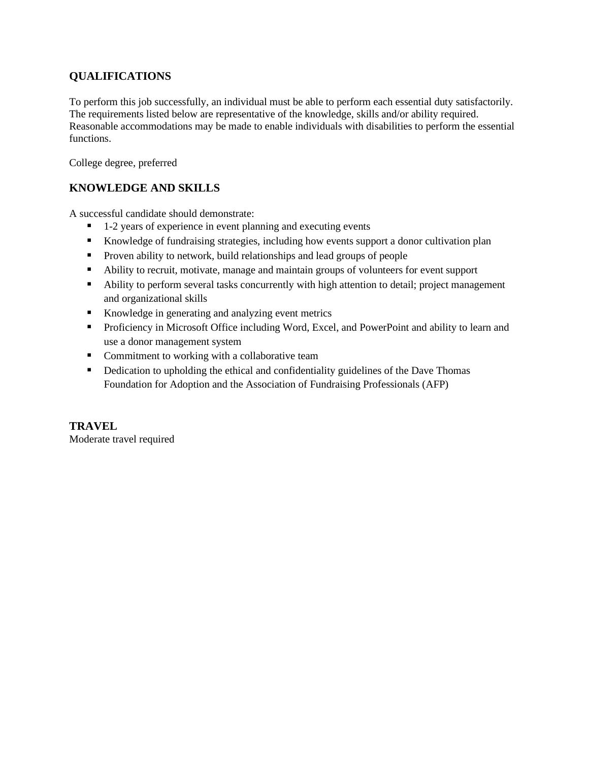## QUALIFICATIONS

To perform this job successfully, an individual must be able to perform each essential duty satisfactorily. The requirements listed below are representative of the knowledge, skills and/or ability required. Reasonable accommodations may be made to enable individuals with disabilities to perform the essential functions.

College degree, preferred

## KNOWLEDGE AND SKILLS

A successful candidate should demonstrate:

- 1-2 years of experience in event planning and executing events
- Knowledge of fundraising strategies, including how events support a donor cultivation plan
- Proven ability to network, build relationships and lead groups of people
- Ability to recruit, motivate, manage and maintain groups of volunteers for event support
- Ability to perform several tasks concurrently with high attention to detail; project management and organizational skills
- Knowledge in generating and analyzing event metrics
- Proficiency in Microsoft Office including Word, Excel, and PowerPoint and ability to learn and use a donor management system
- Commitment to working with a collaborative team
- Dedication to upholding the ethical and confidentiality guidelines of the Dave Thomas Foundation for Adoption and the Association of Fundraising Professionals (AFP)

## TRAVEL

Moderate travel required